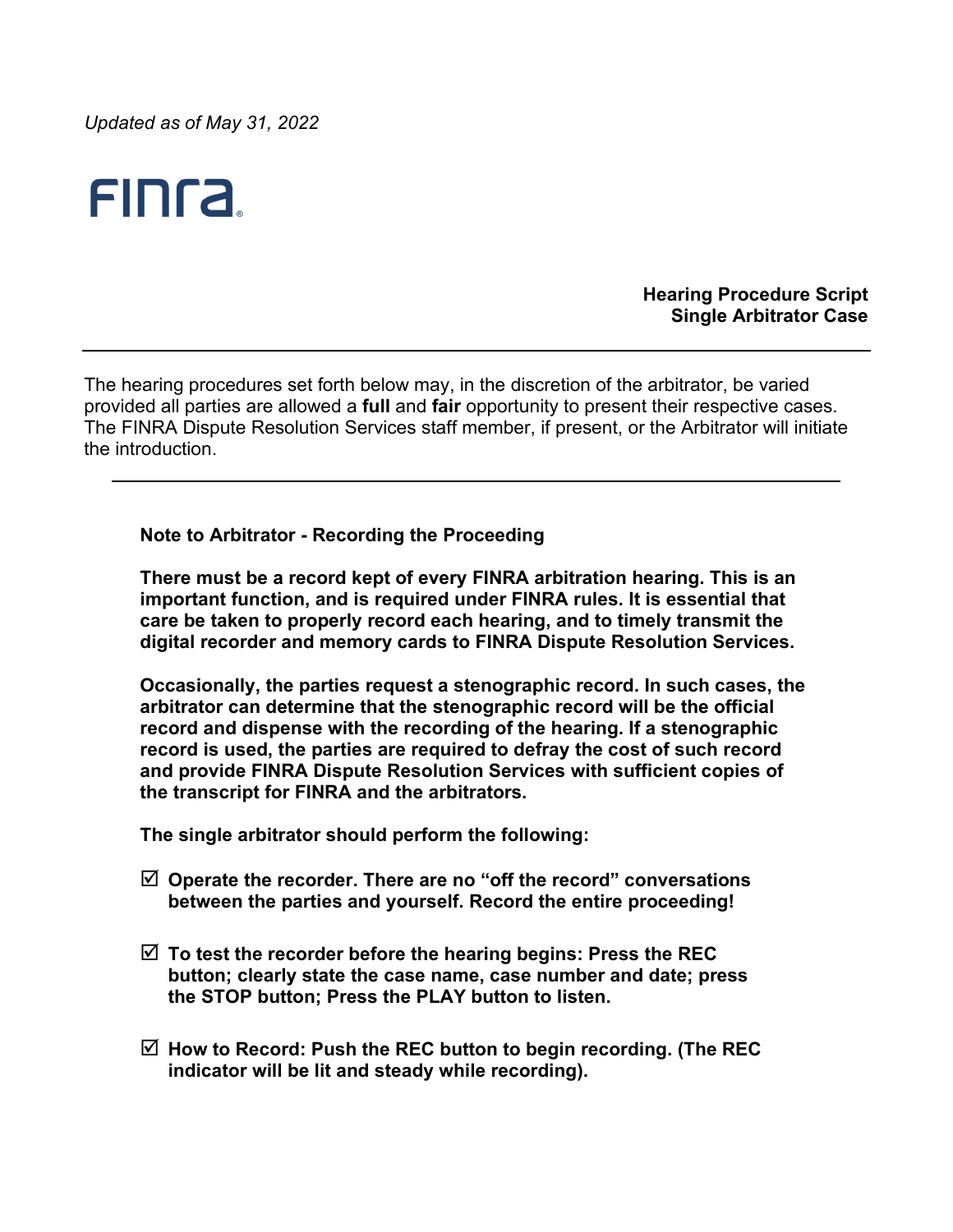*Updated as of May 31, 2022*

FINRA

**Hearing Procedure Script**
**Single Arbitrator Case**

---

The hearing procedures set forth below may, in the discretion of the arbitrator, be varied provided all parties are allowed a **full** and **fair** opportunity to present their respective cases. The FINRA Dispute Resolution Services staff member, if present, or the Arbitrator will initiate the introduction.

---

**Note to Arbitrator - Recording the Proceeding**

**There must be a record kept of every FINRA arbitration hearing. This is an important function, and is required under FINRA rules. It is essential that care be taken to properly record each hearing, and to timely transmit the digital recorder and memory cards to FINRA Dispute Resolution Services.**

**Occasionally, the parties request a stenographic record. In such cases, the arbitrator can determine that the stenographic record will be the official record and dispense with the recording of the hearing. If a stenographic record is used, the parties are required to defray the cost of such record and provide FINRA Dispute Resolution Services with sufficient copies of the transcript for FINRA and the arbitrators.**

**The single arbitrator should perform the following:**

- ☑ **Operate the recorder. There are no "off the record" conversations between the parties and yourself. Record the entire proceeding!**

- ☑ **To test the recorder before the hearing begins: Press the REC button; clearly state the case name, case number and date; press the STOP button; Press the PLAY button to listen.**

- ☑ **How to Record: Push the REC button to begin recording. (The REC indicator will be lit and steady while recording).**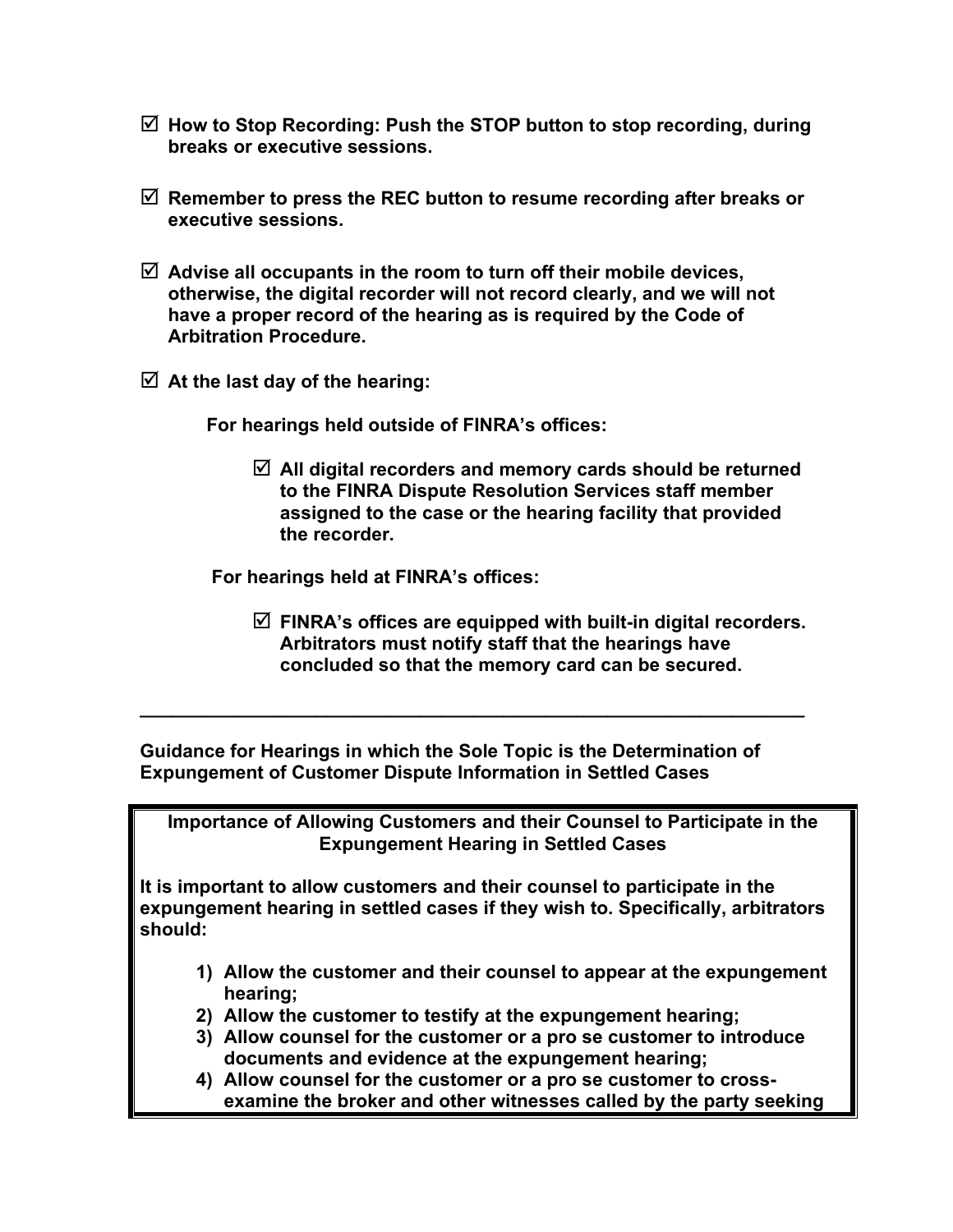- ☑ **How to Stop Recording: Push the STOP button to stop recording, during breaks or executive sessions.**

- ☑ **Remember to press the REC button to resume recording after breaks or executive sessions.**

- ☑ **Advise all occupants in the room to turn off their mobile devices, otherwise, the digital recorder will not record clearly, and we will not have a proper record of the hearing as is required by the Code of Arbitration Procedure.**

- ☑ **At the last day of the hearing:**

  **For hearings held outside of FINRA's offices:**

  - ☑ **All digital recorders and memory cards should be returned to the FINRA Dispute Resolution Services staff member assigned to the case or the hearing facility that provided the recorder.**

  **For hearings held at FINRA's offices:**

  - ☑ **FINRA's offices are equipped with built-in digital recorders. Arbitrators must notify staff that the hearings have concluded so that the memory card can be secured.**

---

**Guidance for Hearings in which the Sole Topic is the Determination of Expungement of Customer Dispute Information in Settled Cases**

**Importance of Allowing Customers and their Counsel to Participate in the Expungement Hearing in Settled Cases**

**It is important to allow customers and their counsel to participate in the expungement hearing in settled cases if they wish to. Specifically, arbitrators should:**

1) **Allow the customer and their counsel to appear at the expungement hearing;**
2) **Allow the customer to testify at the expungement hearing;**
3) **Allow counsel for the customer or a pro se customer to introduce documents and evidence at the expungement hearing;**
4) **Allow counsel for the customer or a pro se customer to cross-examine the broker and other witnesses called by the party seeking**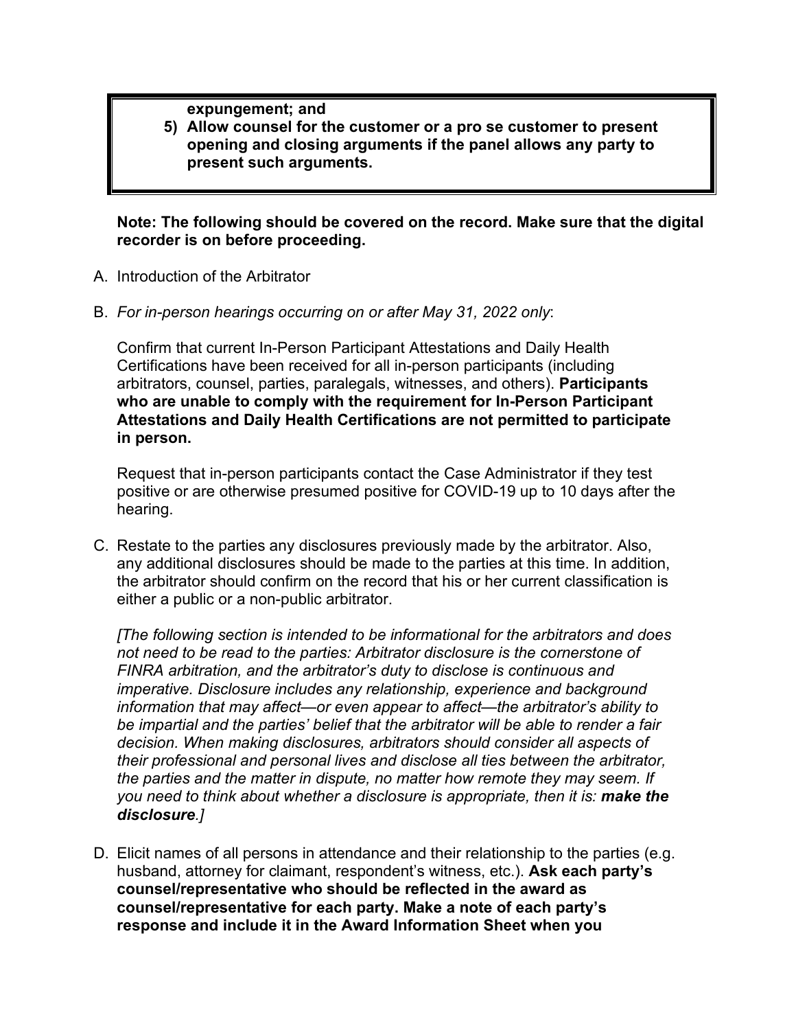**expungement; and**

5) **Allow counsel for the customer or a pro se customer to present opening and closing arguments if the panel allows any party to present such arguments.**

**Note: The following should be covered on the record. Make sure that the digital recorder is on before proceeding.**

A. Introduction of the Arbitrator

B. *For in-person hearings occurring on or after May 31, 2022 only*:

   Confirm that current In-Person Participant Attestations and Daily Health Certifications have been received for all in-person participants (including arbitrators, counsel, parties, paralegals, witnesses, and others). **Participants who are unable to comply with the requirement for In-Person Participant Attestations and Daily Health Certifications are not permitted to participate in person.**

   Request that in-person participants contact the Case Administrator if they test positive or are otherwise presumed positive for COVID-19 up to 10 days after the hearing.

C. Restate to the parties any disclosures previously made by the arbitrator. Also, any additional disclosures should be made to the parties at this time. In addition, the arbitrator should confirm on the record that his or her current classification is either a public or a non-public arbitrator.

   *[The following section is intended to be informational for the arbitrators and does not need to be read to the parties: Arbitrator disclosure is the cornerstone of FINRA arbitration, and the arbitrator's duty to disclose is continuous and imperative. Disclosure includes any relationship, experience and background information that may affect—or even appear to affect—the arbitrator's ability to be impartial and the parties' belief that the arbitrator will be able to render a fair decision. When making disclosures, arbitrators should consider all aspects of their professional and personal lives and disclose all ties between the arbitrator, the parties and the matter in dispute, no matter how remote they may seem. If you need to think about whether a disclosure is appropriate, then it is:* ***make the disclosure****.]*

D. Elicit names of all persons in attendance and their relationship to the parties (e.g. husband, attorney for claimant, respondent's witness, etc.). **Ask each party's counsel/representative who should be reflected in the award as counsel/representative for each party. Make a note of each party's response and include it in the Award Information Sheet when you**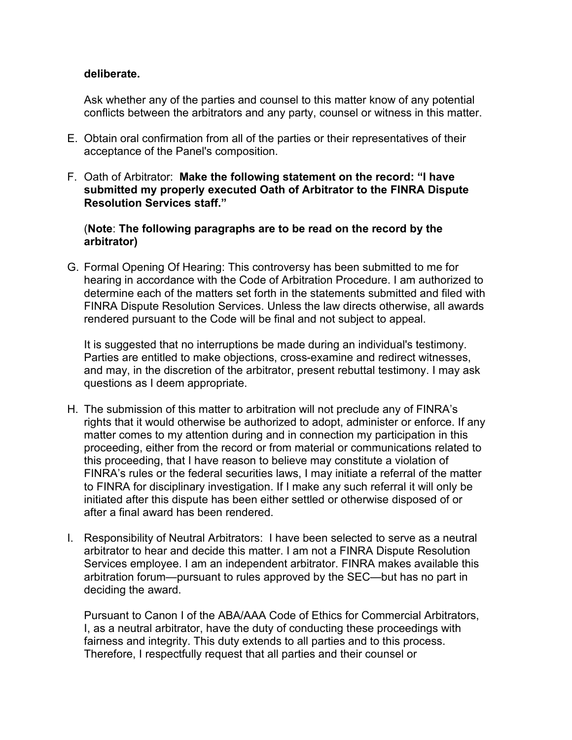**deliberate.**

Ask whether any of the parties and counsel to this matter know of any potential conflicts between the arbitrators and any party, counsel or witness in this matter.

E. Obtain oral confirmation from all of the parties or their representatives of their acceptance of the Panel's composition.

F. Oath of Arbitrator: **Make the following statement on the record: "I have submitted my properly executed Oath of Arbitrator to the FINRA Dispute Resolution Services staff."**

(**Note**: **The following paragraphs are to be read on the record by the arbitrator)**

G. Formal Opening Of Hearing: This controversy has been submitted to me for hearing in accordance with the Code of Arbitration Procedure. I am authorized to determine each of the matters set forth in the statements submitted and filed with FINRA Dispute Resolution Services. Unless the law directs otherwise, all awards rendered pursuant to the Code will be final and not subject to appeal.

   It is suggested that no interruptions be made during an individual's testimony. Parties are entitled to make objections, cross-examine and redirect witnesses, and may, in the discretion of the arbitrator, present rebuttal testimony. I may ask questions as I deem appropriate.

H. The submission of this matter to arbitration will not preclude any of FINRA's rights that it would otherwise be authorized to adopt, administer or enforce. If any matter comes to my attention during and in connection my participation in this proceeding, either from the record or from material or communications related to this proceeding, that I have reason to believe may constitute a violation of FINRA's rules or the federal securities laws, I may initiate a referral of the matter to FINRA for disciplinary investigation. If I make any such referral it will only be initiated after this dispute has been either settled or otherwise disposed of or after a final award has been rendered.

I. Responsibility of Neutral Arbitrators: I have been selected to serve as a neutral arbitrator to hear and decide this matter. I am not a FINRA Dispute Resolution Services employee. I am an independent arbitrator. FINRA makes available this arbitration forum—pursuant to rules approved by the SEC—but has no part in deciding the award.

   Pursuant to Canon I of the ABA/AAA Code of Ethics for Commercial Arbitrators, I, as a neutral arbitrator, have the duty of conducting these proceedings with fairness and integrity. This duty extends to all parties and to this process. Therefore, I respectfully request that all parties and their counsel or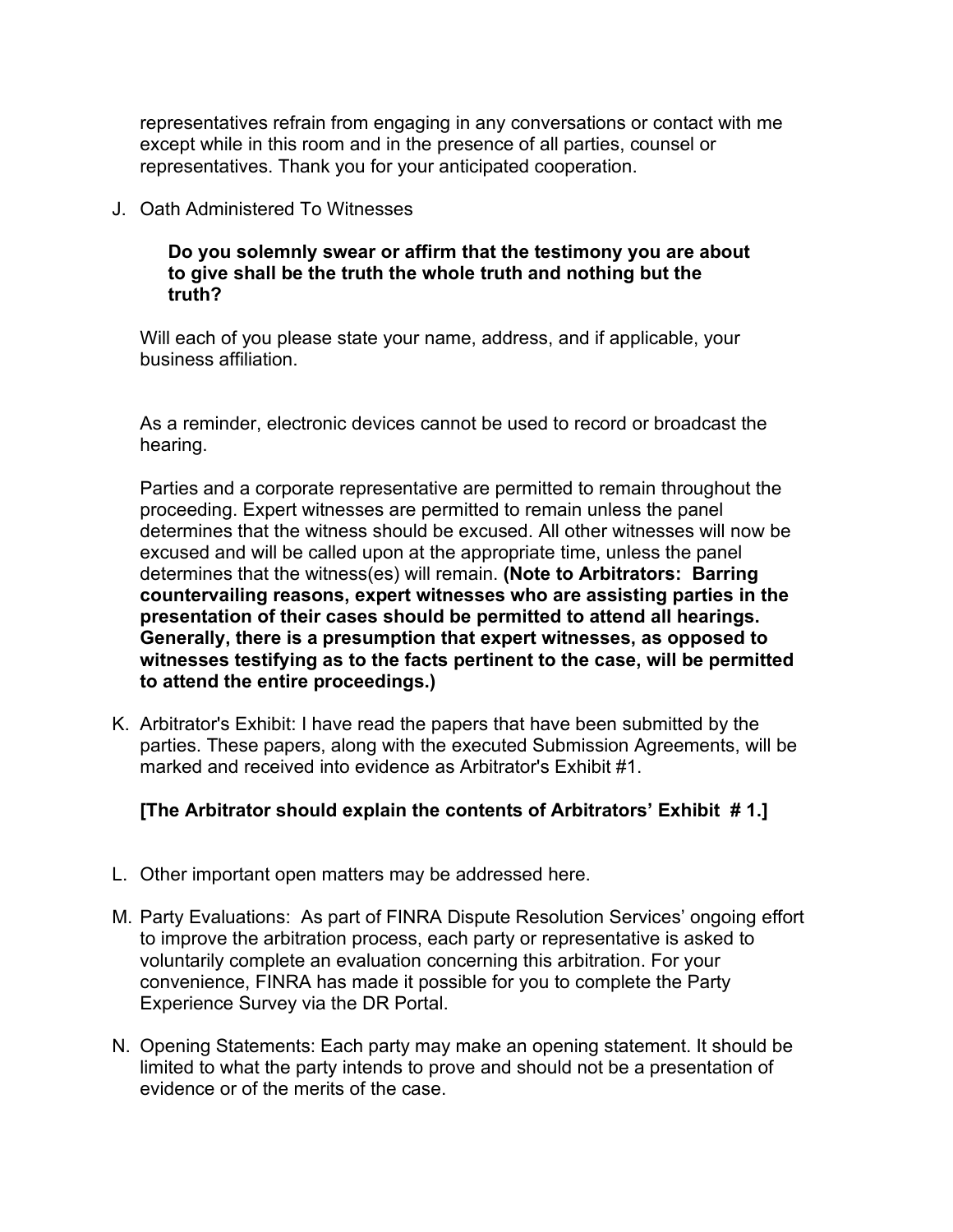representatives refrain from engaging in any conversations or contact with me except while in this room and in the presence of all parties, counsel or representatives. Thank you for your anticipated cooperation.

J. Oath Administered To Witnesses

   **Do you solemnly swear or affirm that the testimony you are about to give shall be the truth the whole truth and nothing but the truth?**

   Will each of you please state your name, address, and if applicable, your business affiliation.

   As a reminder, electronic devices cannot be used to record or broadcast the hearing.

   Parties and a corporate representative are permitted to remain throughout the proceeding. Expert witnesses are permitted to remain unless the panel determines that the witness should be excused. All other witnesses will now be excused and will be called upon at the appropriate time, unless the panel determines that the witness(es) will remain. **(Note to Arbitrators: Barring countervailing reasons, expert witnesses who are assisting parties in the presentation of their cases should be permitted to attend all hearings. Generally, there is a presumption that expert witnesses, as opposed to witnesses testifying as to the facts pertinent to the case, will be permitted to attend the entire proceedings.)**

K. Arbitrator's Exhibit: I have read the papers that have been submitted by the parties. These papers, along with the executed Submission Agreements, will be marked and received into evidence as Arbitrator's Exhibit #1.

   **[The Arbitrator should explain the contents of Arbitrators' Exhibit # 1.]**

L. Other important open matters may be addressed here.

M. Party Evaluations: As part of FINRA Dispute Resolution Services' ongoing effort to improve the arbitration process, each party or representative is asked to voluntarily complete an evaluation concerning this arbitration. For your convenience, FINRA has made it possible for you to complete the Party Experience Survey via the DR Portal.

N. Opening Statements: Each party may make an opening statement. It should be limited to what the party intends to prove and should not be a presentation of evidence or of the merits of the case.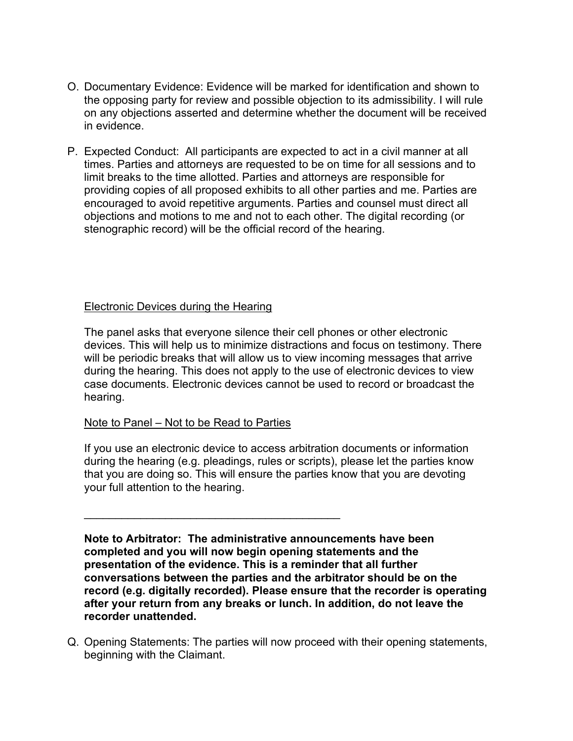O. Documentary Evidence: Evidence will be marked for identification and shown to the opposing party for review and possible objection to its admissibility. I will rule on any objections asserted and determine whether the document will be received in evidence.

P. Expected Conduct: All participants are expected to act in a civil manner at all times. Parties and attorneys are requested to be on time for all sessions and to limit breaks to the time allotted. Parties and attorneys are responsible for providing copies of all proposed exhibits to all other parties and me. Parties are encouraged to avoid repetitive arguments. Parties and counsel must direct all objections and motions to me and not to each other. The digital recording (or stenographic record) will be the official record of the hearing.

<u>Electronic Devices during the Hearing</u>

The panel asks that everyone silence their cell phones or other electronic devices. This will help us to minimize distractions and focus on testimony. There will be periodic breaks that will allow us to view incoming messages that arrive during the hearing. This does not apply to the use of electronic devices to view case documents. Electronic devices cannot be used to record or broadcast the hearing.

<u>Note to Panel – Not to be Read to Parties</u>

If you use an electronic device to access arbitration documents or information during the hearing (e.g. pleadings, rules or scripts), please let the parties know that you are doing so. This will ensure the parties know that you are devoting your full attention to the hearing.

---

**Note to Arbitrator: The administrative announcements have been completed and you will now begin opening statements and the presentation of the evidence. This is a reminder that all further conversations between the parties and the arbitrator should be on the record (e.g. digitally recorded). Please ensure that the recorder is operating after your return from any breaks or lunch. In addition, do not leave the recorder unattended.**

Q. Opening Statements: The parties will now proceed with their opening statements, beginning with the Claimant.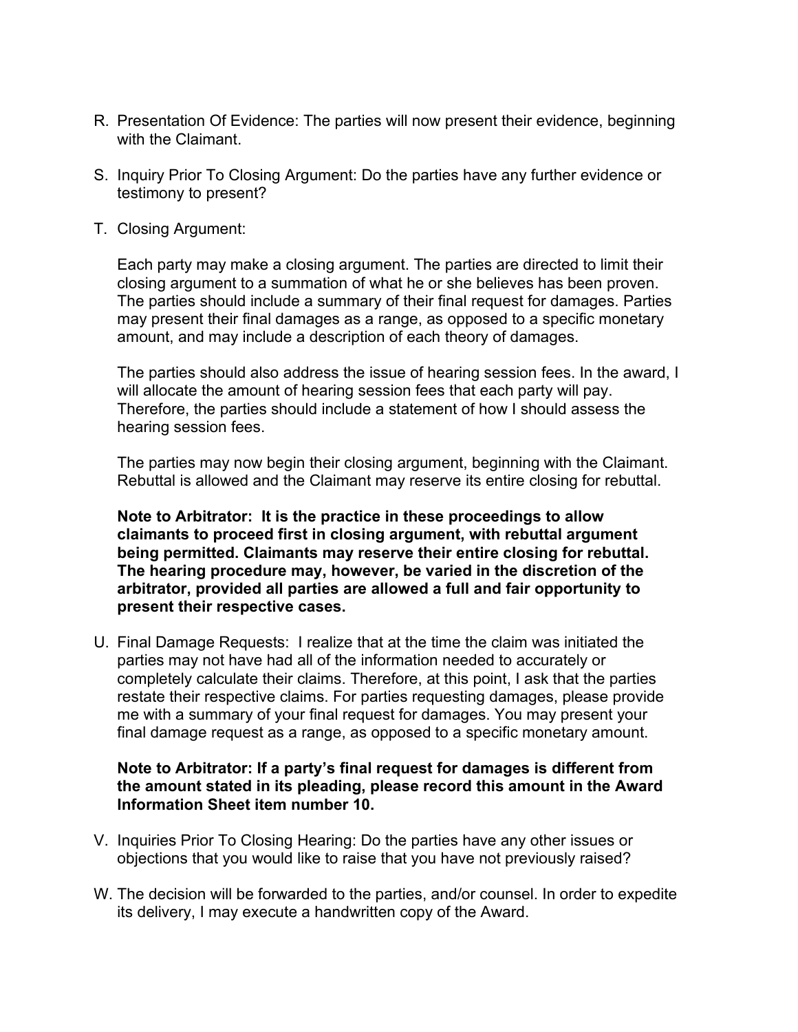R. Presentation Of Evidence: The parties will now present their evidence, beginning with the Claimant.

S. Inquiry Prior To Closing Argument: Do the parties have any further evidence or testimony to present?

T. Closing Argument:

   Each party may make a closing argument. The parties are directed to limit their closing argument to a summation of what he or she believes has been proven. The parties should include a summary of their final request for damages. Parties may present their final damages as a range, as opposed to a specific monetary amount, and may include a description of each theory of damages.

   The parties should also address the issue of hearing session fees. In the award, I will allocate the amount of hearing session fees that each party will pay. Therefore, the parties should include a statement of how I should assess the hearing session fees.

   The parties may now begin their closing argument, beginning with the Claimant. Rebuttal is allowed and the Claimant may reserve its entire closing for rebuttal.

   **Note to Arbitrator: It is the practice in these proceedings to allow claimants to proceed first in closing argument, with rebuttal argument being permitted. Claimants may reserve their entire closing for rebuttal. The hearing procedure may, however, be varied in the discretion of the arbitrator, provided all parties are allowed a full and fair opportunity to present their respective cases.**

U. Final Damage Requests: I realize that at the time the claim was initiated the parties may not have had all of the information needed to accurately or completely calculate their claims. Therefore, at this point, I ask that the parties restate their respective claims. For parties requesting damages, please provide me with a summary of your final request for damages. You may present your final damage request as a range, as opposed to a specific monetary amount.

   **Note to Arbitrator: If a party's final request for damages is different from the amount stated in its pleading, please record this amount in the Award Information Sheet item number 10.**

V. Inquiries Prior To Closing Hearing: Do the parties have any other issues or objections that you would like to raise that you have not previously raised?

W. The decision will be forwarded to the parties, and/or counsel. In order to expedite its delivery, I may execute a handwritten copy of the Award.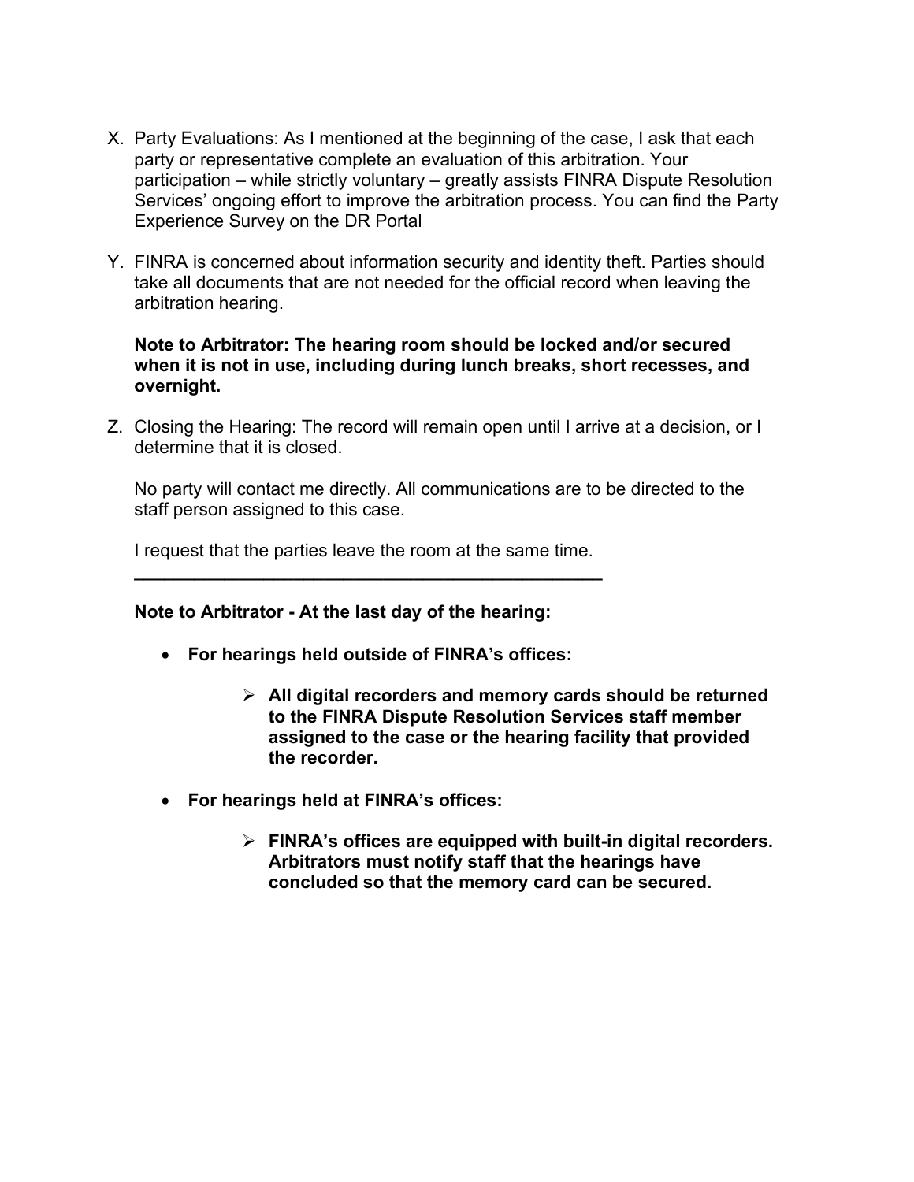X. Party Evaluations: As I mentioned at the beginning of the case, I ask that each party or representative complete an evaluation of this arbitration. Your participation – while strictly voluntary – greatly assists FINRA Dispute Resolution Services' ongoing effort to improve the arbitration process. You can find the Party Experience Survey on the DR Portal

Y. FINRA is concerned about information security and identity theft. Parties should take all documents that are not needed for the official record when leaving the arbitration hearing.

   **Note to Arbitrator: The hearing room should be locked and/or secured when it is not in use, including during lunch breaks, short recesses, and overnight.**

Z. Closing the Hearing: The record will remain open until I arrive at a decision, or I determine that it is closed.

   No party will contact me directly. All communications are to be directed to the staff person assigned to this case.

   I request that the parties leave the room at the same time.

---

**Note to Arbitrator - At the last day of the hearing:**

- **For hearings held outside of FINRA's offices:**
    - **All digital recorders and memory cards should be returned to the FINRA Dispute Resolution Services staff member assigned to the case or the hearing facility that provided the recorder.**

- **For hearings held at FINRA's offices:**
    - **FINRA's offices are equipped with built-in digital recorders. Arbitrators must notify staff that the hearings have concluded so that the memory card can be secured.**